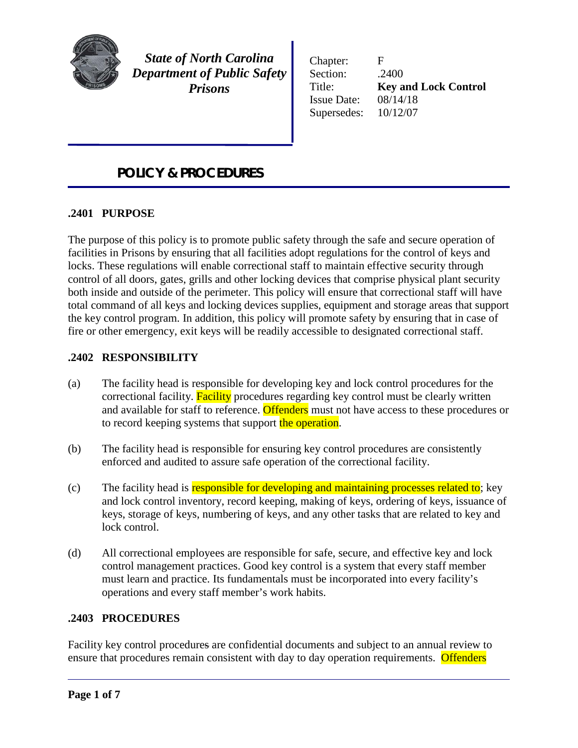*State of North Carolina*
*Department of Public Safety*
*Prisons*

| | |
|---|---|
| Chapter: | F |
| Section: | .2400 |
| Title: | **Key and Lock Control** |
| Issue Date: | 08/14/18 |
| Supersedes: | 10/12/07 |

# POLICY & PROCEDURES

## .2401 PURPOSE

The purpose of this policy is to promote public safety through the safe and secure operation of facilities in Prisons by ensuring that all facilities adopt regulations for the control of keys and locks. These regulations will enable correctional staff to maintain effective security through control of all doors, gates, grills and other locking devices that comprise physical plant security both inside and outside of the perimeter. This policy will ensure that correctional staff will have total command of all keys and locking devices supplies, equipment and storage areas that support the key control program. In addition, this policy will promote safety by ensuring that in case of fire or other emergency, exit keys will be readily accessible to designated correctional staff.

## .2402 RESPONSIBILITY

(a) The facility head is responsible for developing key and lock control procedures for the correctional facility. Facility procedures regarding key control must be clearly written and available for staff to reference. Offenders must not have access to these procedures or to record keeping systems that support the operation.

(b) The facility head is responsible for ensuring key control procedures are consistently enforced and audited to assure safe operation of the correctional facility.

(c) The facility head is responsible for developing and maintaining processes related to; key and lock control inventory, record keeping, making of keys, ordering of keys, issuance of keys, storage of keys, numbering of keys, and any other tasks that are related to key and lock control.

(d) All correctional employees are responsible for safe, secure, and effective key and lock control management practices. Good key control is a system that every staff member must learn and practice. Its fundamentals must be incorporated into every facility's operations and every staff member's work habits.

## .2403 PROCEDURES

Facility key control procedures are confidential documents and subject to an annual review to ensure that procedures remain consistent with day to day operation requirements. Offenders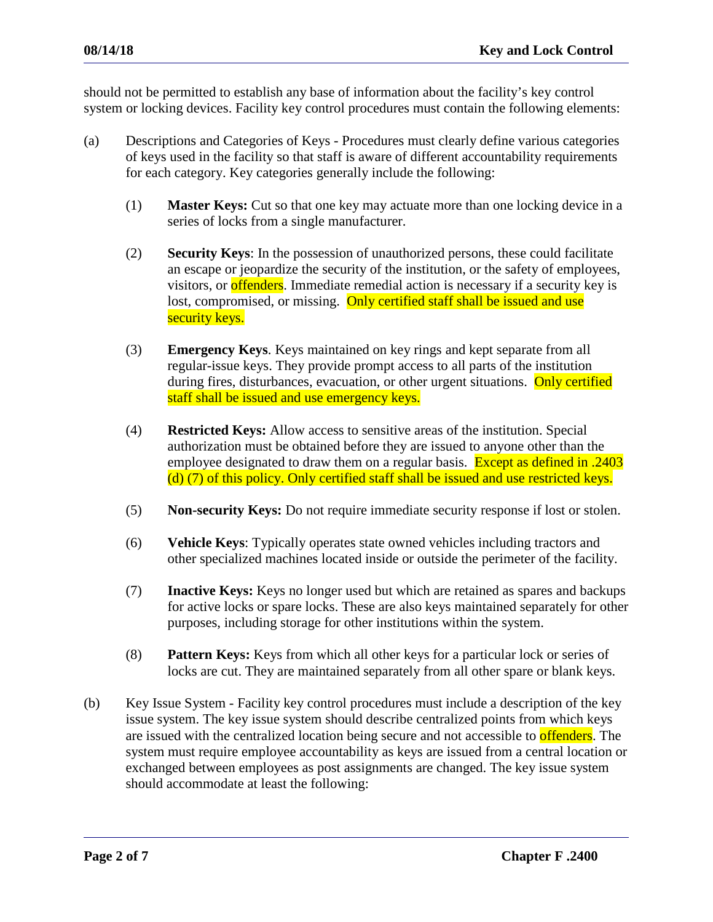should not be permitted to establish any base of information about the facility's key control system or locking devices. Facility key control procedures must contain the following elements:

(a) Descriptions and Categories of Keys - Procedures must clearly define various categories of keys used in the facility so that staff is aware of different accountability requirements for each category. Key categories generally include the following:

(1) **Master Keys:** Cut so that one key may actuate more than one locking device in a series of locks from a single manufacturer.

(2) **Security Keys**: In the possession of unauthorized persons, these could facilitate an escape or jeopardize the security of the institution, or the safety of employees, visitors, or offenders. Immediate remedial action is necessary if a security key is lost, compromised, or missing. Only certified staff shall be issued and use security keys.

(3) **Emergency Keys**. Keys maintained on key rings and kept separate from all regular-issue keys. They provide prompt access to all parts of the institution during fires, disturbances, evacuation, or other urgent situations. Only certified staff shall be issued and use emergency keys.

(4) **Restricted Keys:** Allow access to sensitive areas of the institution. Special authorization must be obtained before they are issued to anyone other than the employee designated to draw them on a regular basis. Except as defined in .2403 (d) (7) of this policy. Only certified staff shall be issued and use restricted keys.

(5) **Non-security Keys:** Do not require immediate security response if lost or stolen.

(6) **Vehicle Keys**: Typically operates state owned vehicles including tractors and other specialized machines located inside or outside the perimeter of the facility.

(7) **Inactive Keys:** Keys no longer used but which are retained as spares and backups for active locks or spare locks. These are also keys maintained separately for other purposes, including storage for other institutions within the system.

(8) **Pattern Keys:** Keys from which all other keys for a particular lock or series of locks are cut. They are maintained separately from all other spare or blank keys.

(b) Key Issue System - Facility key control procedures must include a description of the key issue system. The key issue system should describe centralized points from which keys are issued with the centralized location being secure and not accessible to offenders. The system must require employee accountability as keys are issued from a central location or exchanged between employees as post assignments are changed. The key issue system should accommodate at least the following: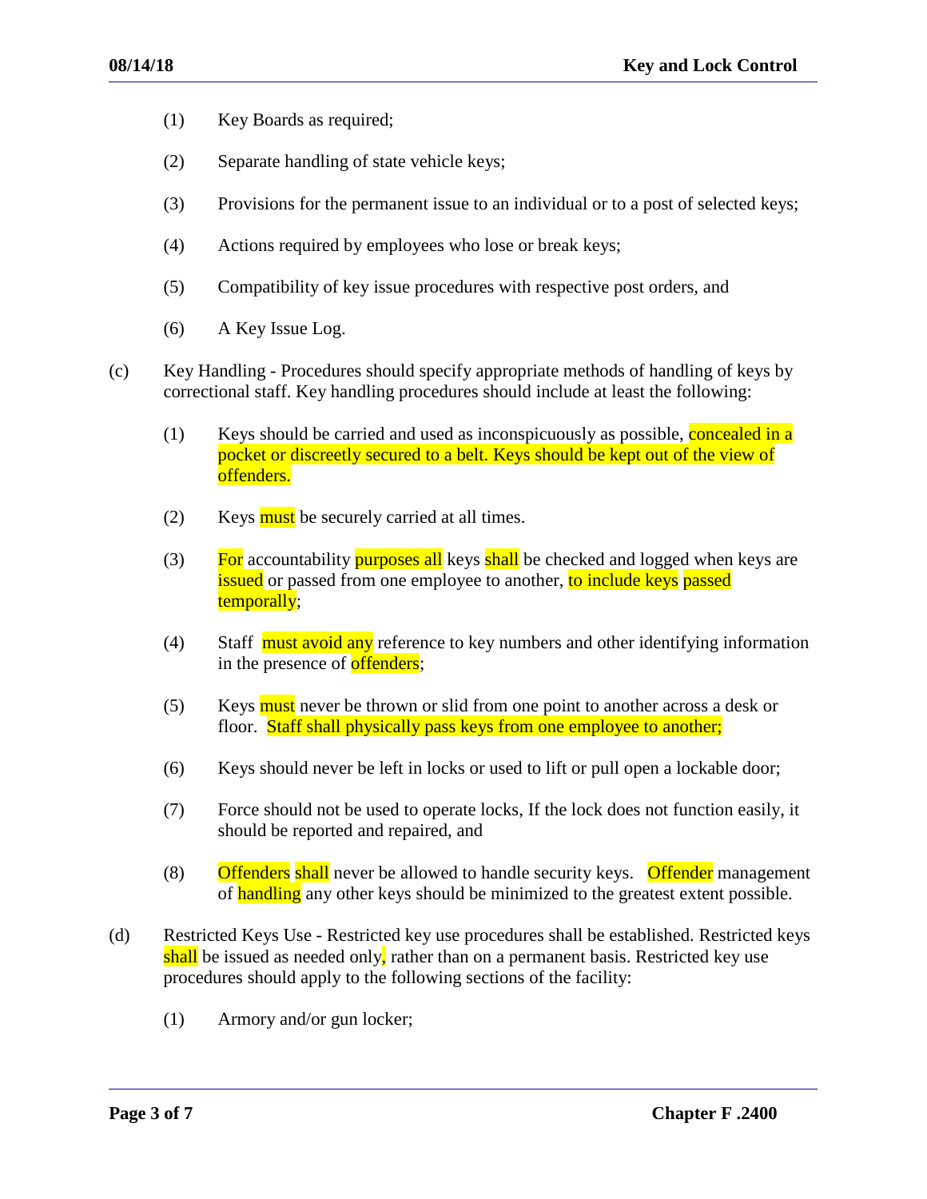(1) Key Boards as required;

(2) Separate handling of state vehicle keys;

(3) Provisions for the permanent issue to an individual or to a post of selected keys;

(4) Actions required by employees who lose or break keys;

(5) Compatibility of key issue procedures with respective post orders, and

(6) A Key Issue Log.

(c) Key Handling - Procedures should specify appropriate methods of handling of keys by correctional staff. Key handling procedures should include at least the following:

(1) Keys should be carried and used as inconspicuously as possible, concealed in a pocket or discreetly secured to a belt. Keys should be kept out of the view of offenders.

(2) Keys must be securely carried at all times.

(3) For accountability purposes all keys shall be checked and logged when keys are issued or passed from one employee to another, to include keys passed temporally;

(4) Staff must avoid any reference to key numbers and other identifying information in the presence of offenders;

(5) Keys must never be thrown or slid from one point to another across a desk or floor. Staff shall physically pass keys from one employee to another;

(6) Keys should never be left in locks or used to lift or pull open a lockable door;

(7) Force should not be used to operate locks, If the lock does not function easily, it should be reported and repaired, and

(8) Offenders shall never be allowed to handle security keys. Offender management of handling any other keys should be minimized to the greatest extent possible.

(d) Restricted Keys Use - Restricted key use procedures shall be established. Restricted keys shall be issued as needed only, rather than on a permanent basis. Restricted key use procedures should apply to the following sections of the facility:

(1) Armory and/or gun locker;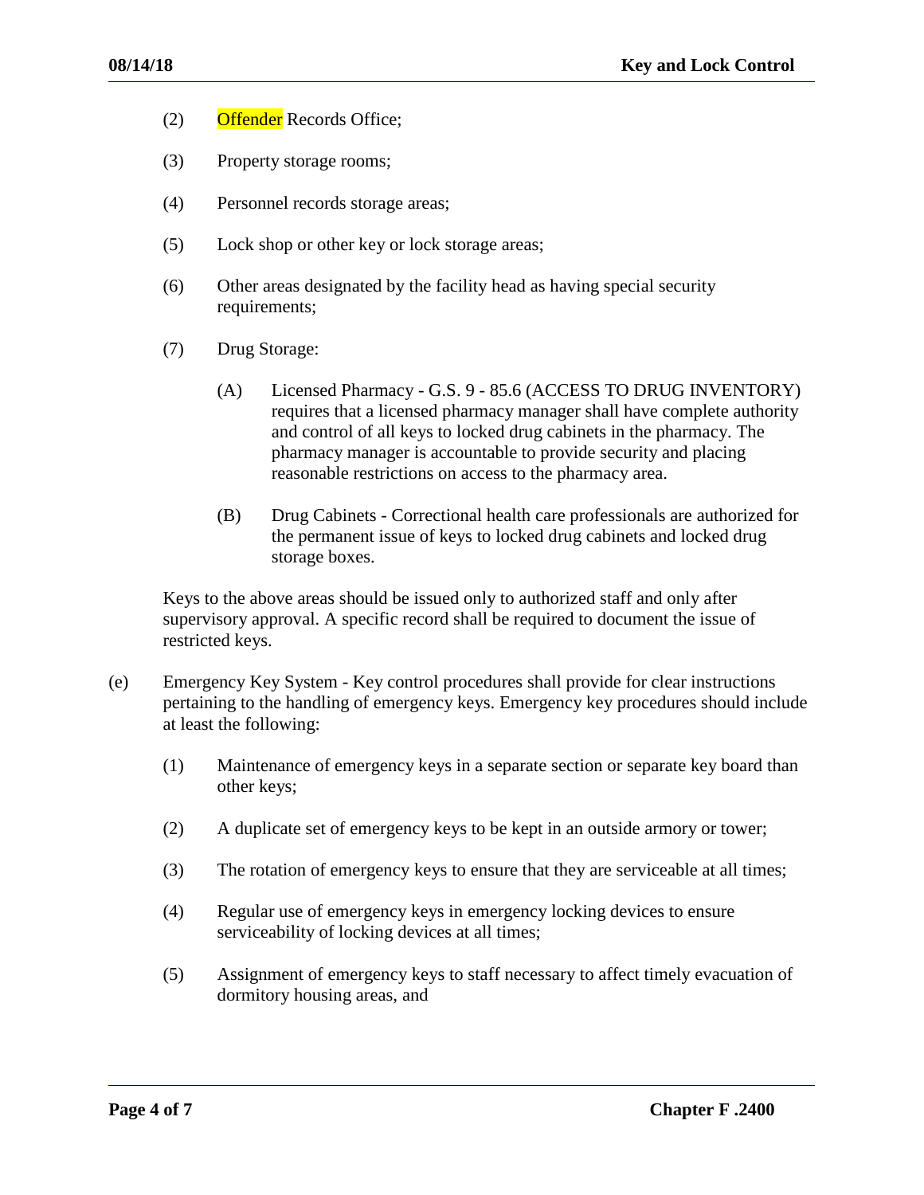(2) Offender Records Office;

(3) Property storage rooms;

(4) Personnel records storage areas;

(5) Lock shop or other key or lock storage areas;

(6) Other areas designated by the facility head as having special security requirements;

(7) Drug Storage:

  (A) Licensed Pharmacy - G.S. 9 - 85.6 (ACCESS TO DRUG INVENTORY) requires that a licensed pharmacy manager shall have complete authority and control of all keys to locked drug cabinets in the pharmacy. The pharmacy manager is accountable to provide security and placing reasonable restrictions on access to the pharmacy area.

  (B) Drug Cabinets - Correctional health care professionals are authorized for the permanent issue of keys to locked drug cabinets and locked drug storage boxes.

Keys to the above areas should be issued only to authorized staff and only after supervisory approval. A specific record shall be required to document the issue of restricted keys.

(e) Emergency Key System - Key control procedures shall provide for clear instructions pertaining to the handling of emergency keys. Emergency key procedures should include at least the following:

  (1) Maintenance of emergency keys in a separate section or separate key board than other keys;

  (2) A duplicate set of emergency keys to be kept in an outside armory or tower;

  (3) The rotation of emergency keys to ensure that they are serviceable at all times;

  (4) Regular use of emergency keys in emergency locking devices to ensure serviceability of locking devices at all times;

  (5) Assignment of emergency keys to staff necessary to affect timely evacuation of dormitory housing areas, and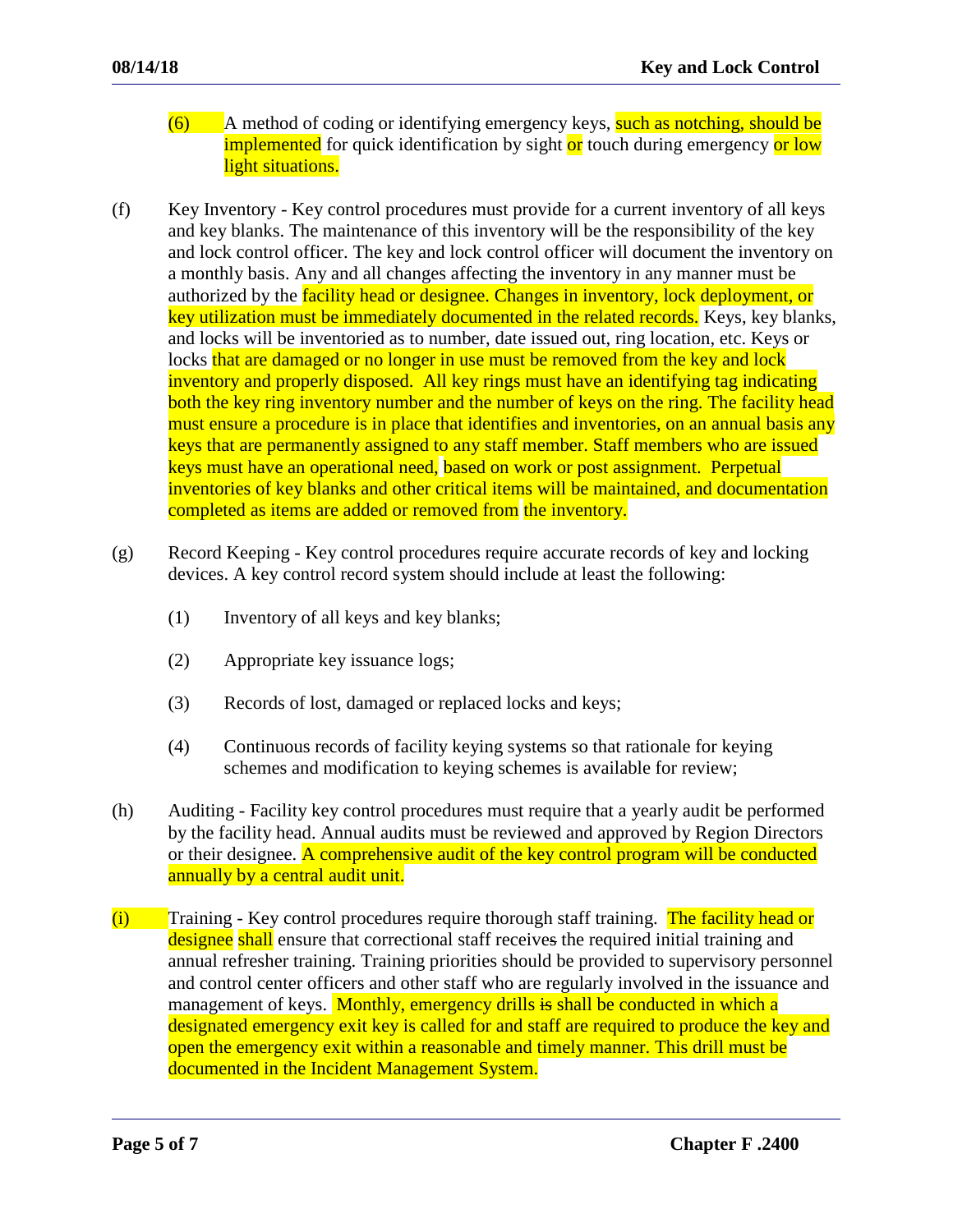(6) A method of coding or identifying emergency keys, such as notching, should be implemented for quick identification by sight or touch during emergency or low light situations.

(f) Key Inventory - Key control procedures must provide for a current inventory of all keys and key blanks. The maintenance of this inventory will be the responsibility of the key and lock control officer. The key and lock control officer will document the inventory on a monthly basis. Any and all changes affecting the inventory in any manner must be authorized by the facility head or designee. Changes in inventory, lock deployment, or key utilization must be immediately documented in the related records. Keys, key blanks, and locks will be inventoried as to number, date issued out, ring location, etc. Keys or locks that are damaged or no longer in use must be removed from the key and lock inventory and properly disposed. All key rings must have an identifying tag indicating both the key ring inventory number and the number of keys on the ring. The facility head must ensure a procedure is in place that identifies and inventories, on an annual basis any keys that are permanently assigned to any staff member. Staff members who are issued keys must have an operational need, based on work or post assignment. Perpetual inventories of key blanks and other critical items will be maintained, and documentation completed as items are added or removed from the inventory.

(g) Record Keeping - Key control procedures require accurate records of key and locking devices. A key control record system should include at least the following:

(1) Inventory of all keys and key blanks;

(2) Appropriate key issuance logs;

(3) Records of lost, damaged or replaced locks and keys;

(4) Continuous records of facility keying systems so that rationale for keying schemes and modification to keying schemes is available for review;

(h) Auditing - Facility key control procedures must require that a yearly audit be performed by the facility head. Annual audits must be reviewed and approved by Region Directors or their designee. A comprehensive audit of the key control program will be conducted annually by a central audit unit.

(i) Training - Key control procedures require thorough staff training. The facility head or designee shall ensure that correctional staff receives the required initial training and annual refresher training. Training priorities should be provided to supervisory personnel and control center officers and other staff who are regularly involved in the issuance and management of keys. Monthly, emergency drills ~~is~~ shall be conducted in which a designated emergency exit key is called for and staff are required to produce the key and open the emergency exit within a reasonable and timely manner. This drill must be documented in the Incident Management System.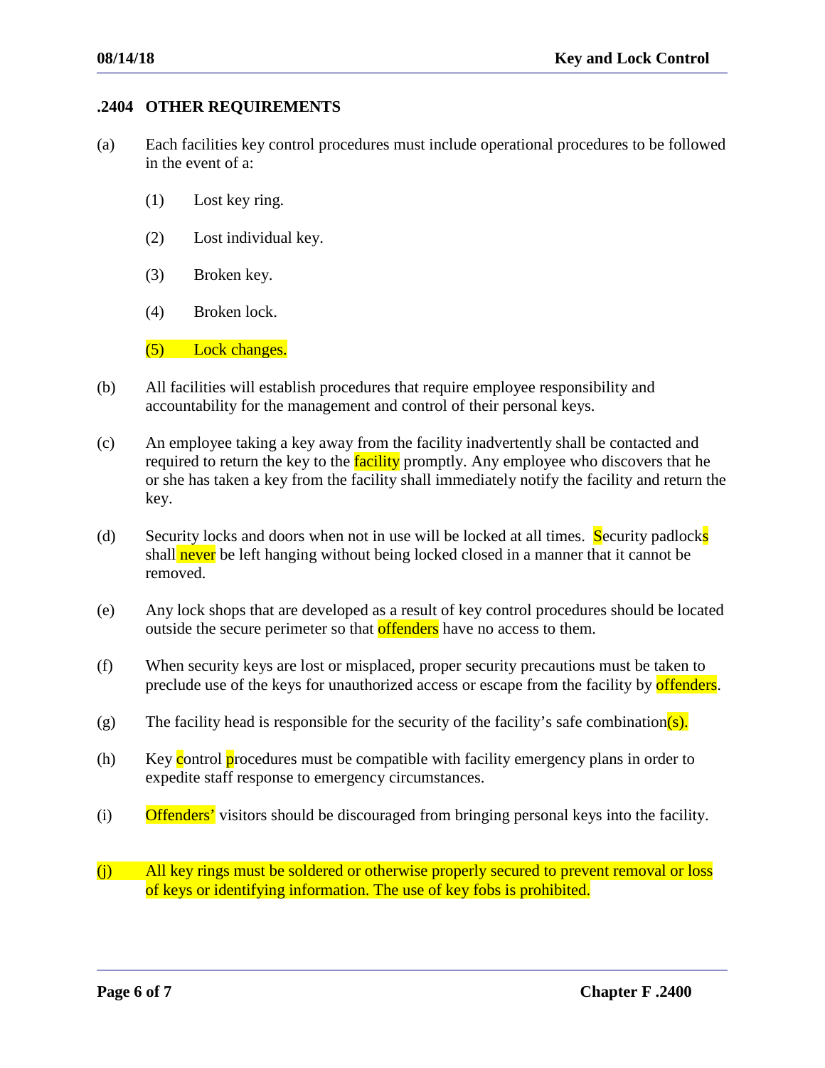### .2404 OTHER REQUIREMENTS

(a) Each facilities key control procedures must include operational procedures to be followed in the event of a:

(1) Lost key ring.

(2) Lost individual key.

(3) Broken key.

(4) Broken lock.

(5) Lock changes.

(b) All facilities will establish procedures that require employee responsibility and accountability for the management and control of their personal keys.

(c) An employee taking a key away from the facility inadvertently shall be contacted and required to return the key to the facility promptly. Any employee who discovers that he or she has taken a key from the facility shall immediately notify the facility and return the key.

(d) Security locks and doors when not in use will be locked at all times. Security padlocks shall never be left hanging without being locked closed in a manner that it cannot be removed.

(e) Any lock shops that are developed as a result of key control procedures should be located outside the secure perimeter so that offenders have no access to them.

(f) When security keys are lost or misplaced, proper security precautions must be taken to preclude use of the keys for unauthorized access or escape from the facility by offenders.

(g) The facility head is responsible for the security of the facility's safe combination(s).

(h) Key control procedures must be compatible with facility emergency plans in order to expedite staff response to emergency circumstances.

(i) Offenders' visitors should be discouraged from bringing personal keys into the facility.

(j) All key rings must be soldered or otherwise properly secured to prevent removal or loss of keys or identifying information. The use of key fobs is prohibited.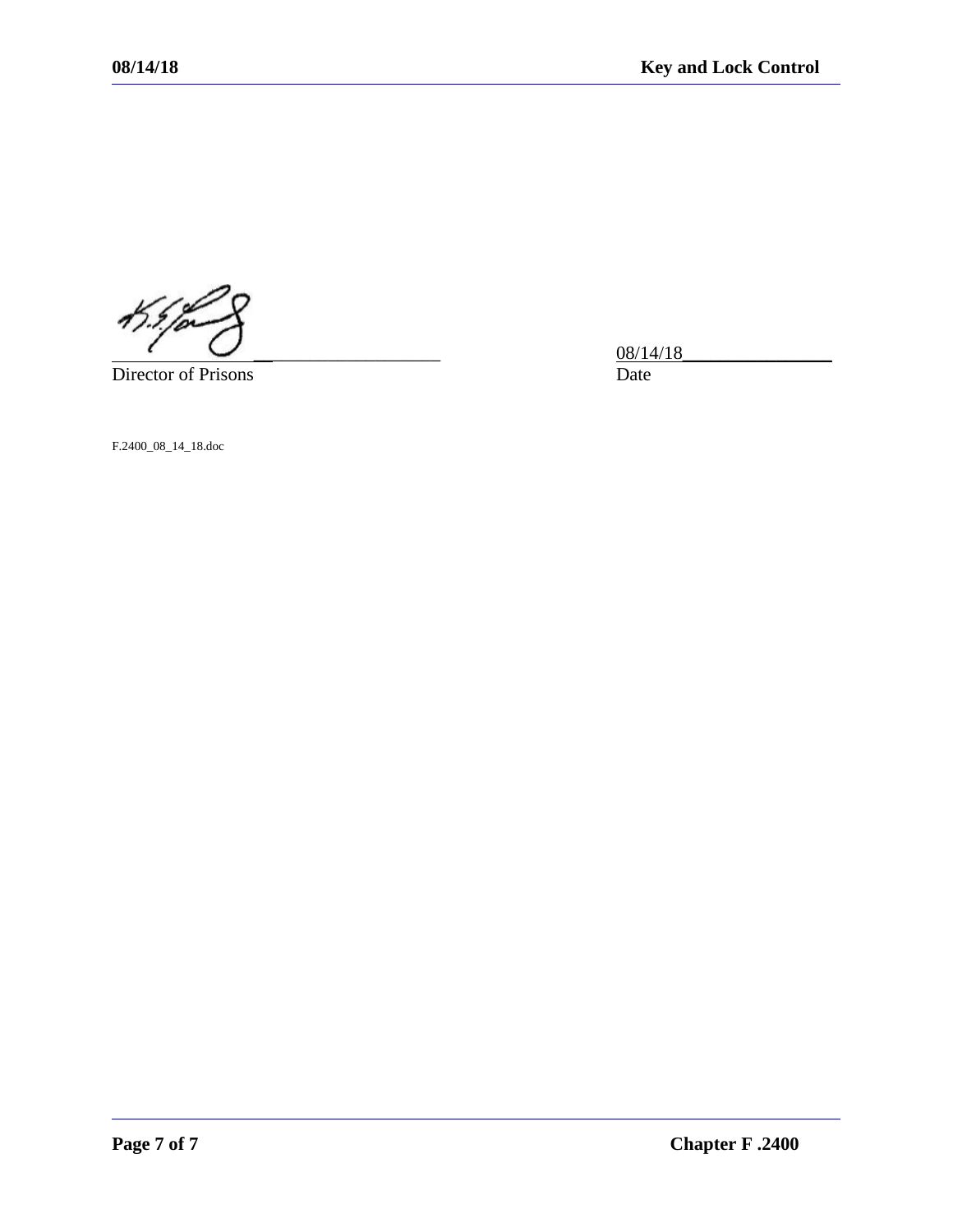_____________________________________ 08/14/18_________________

Director of Prisons Date

F.2400_08_14_18.doc